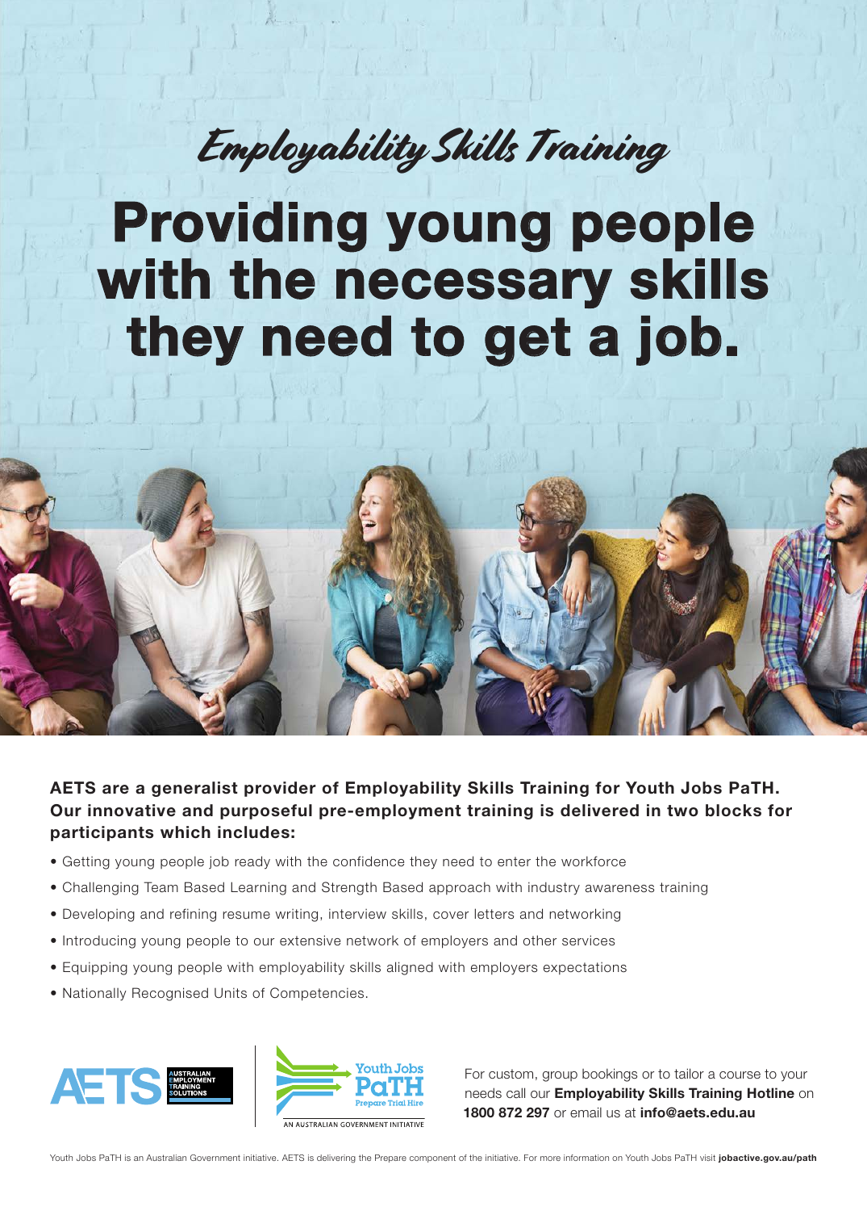*Employability Skills Training*

# Providing young people with the necessary skills they need to get a job.

**AETS are a generalist provider of Employability Skills Training for Youth Jobs PaTH. Our innovative and purposeful pre-employment training is delivered in two blocks for participants which includes:**

- Getting young people job ready with the confidence they need to enter the workforce
- Challenging Team Based Learning and Strength Based approach with industry awareness training
- Developing and refining resume writing, interview skills, cover letters and networking
- Introducing young people to our extensive network of employers and other services
- Equipping young people with employability skills aligned with employers expectations
- Nationally Recognised Units of Competencies.

AETS AUSTRALIAN EMPLOYMENT TRAINING SOLUTIONS

Youth Jobs PaTH Prepare Trial Hire
AN AUSTRALIAN GOVERNMENT INITIATIVE

For custom, group bookings or to tailor a course to your needs call our **Employability Skills Training Hotline** on **1800 872 297** or email us at **info@aets.edu.au**

Youth Jobs PaTH is an Australian Government initiative. AETS is delivering the Prepare component of the initiative. For more information on Youth Jobs PaTH visit **jobactive.gov.au/path**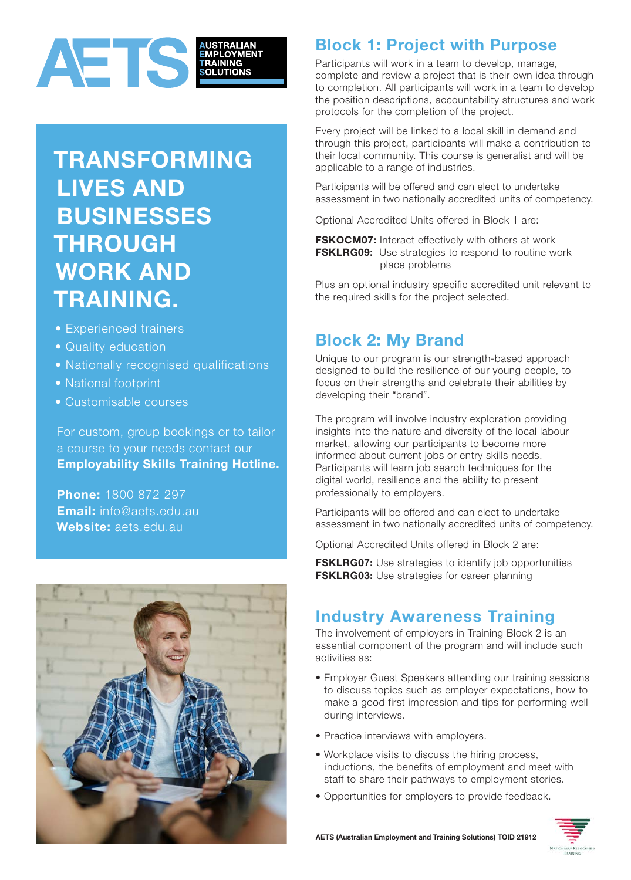AETS
AUSTRALIAN EMPLOYMENT TRAINING SOLUTIONS

# TRANSFORMING LIVES AND BUSINESSES THROUGH WORK AND TRAINING.

- Experienced trainers
- Quality education
- Nationally recognised qualifications
- National footprint
- Customisable courses

For custom, group bookings or to tailor a course to your needs contact our **Employability Skills Training Hotline.**

**Phone:** 1800 872 297
**Email:** info@aets.edu.au
**Website:** aets.edu.au

## Block 1: Project with Purpose

Participants will work in a team to develop, manage, complete and review a project that is their own idea through to completion. All participants will work in a team to develop the position descriptions, accountability structures and work protocols for the completion of the project.

Every project will be linked to a local skill in demand and through this project, participants will make a contribution to their local community. This course is generalist and will be applicable to a range of industries.

Participants will be offered and can elect to undertake assessment in two nationally accredited units of competency.

Optional Accredited Units offered in Block 1 are:

**FSKOCM07:** Interact effectively with others at work
**FSKLRG09:** Use strategies to respond to routine work place problems

Plus an optional industry specific accredited unit relevant to the required skills for the project selected.

## Block 2: My Brand

Unique to our program is our strength-based approach designed to build the resilience of our young people, to focus on their strengths and celebrate their abilities by developing their "brand".

The program will involve industry exploration providing insights into the nature and diversity of the local labour market, allowing our participants to become more informed about current jobs or entry skills needs. Participants will learn job search techniques for the digital world, resilience and the ability to present professionally to employers.

Participants will be offered and can elect to undertake assessment in two nationally accredited units of competency.

Optional Accredited Units offered in Block 2 are:

**FSKLRG07:** Use strategies to identify job opportunities
**FSKLRG03:** Use strategies for career planning

## Industry Awareness Training

The involvement of employers in Training Block 2 is an essential component of the program and will include such activities as:

- Employer Guest Speakers attending our training sessions to discuss topics such as employer expectations, how to make a good first impression and tips for performing well during interviews.
- Practice interviews with employers.
- Workplace visits to discuss the hiring process, inductions, the benefits of employment and meet with staff to share their pathways to employment stories.
- Opportunities for employers to provide feedback.

AETS (Australian Employment and Training Solutions) TOID 21912

Nationally Recognised Training